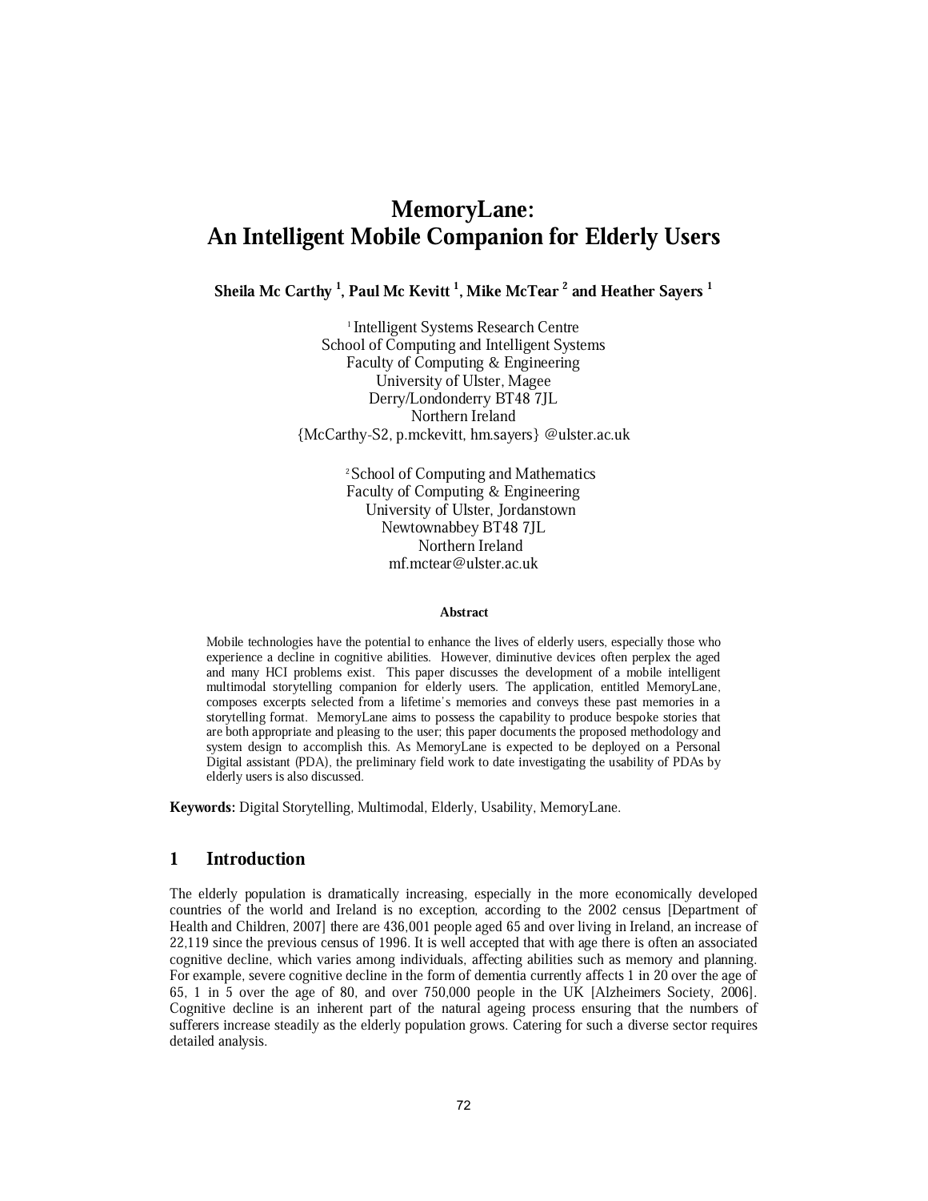# MemoryLane: An Intelligent Mobile Companion for Elderly Users

**Sheila Mc Carthy [1], Paul Mc Kevitt [1], Mike McTear [2] and Heather Sayers [1]**

[1] Intelligent Systems Research Centre
School of Computing and Intelligent Systems
Faculty of Computing & Engineering
University of Ulster, Magee
Derry/Londonderry BT48 7JL
Northern Ireland
{McCarthy-S2, p.mckevitt, hm.sayers} @ulster.ac.uk

[2] School of Computing and Mathematics
Faculty of Computing & Engineering
University of Ulster, Jordanstown
Newtownabbey BT48 7JL
Northern Ireland
mf.mctear@ulster.ac.uk

**Abstract**

Mobile technologies have the potential to enhance the lives of elderly users, especially those who experience a decline in cognitive abilities. However, diminutive devices often perplex the aged and many HCI problems exist. This paper discusses the development of a mobile intelligent multimodal storytelling companion for elderly users. The application, entitled MemoryLane, composes excerpts selected from a lifetime's memories and conveys these past memories in a storytelling format. MemoryLane aims to possess the capability to produce bespoke stories that are both appropriate and pleasing to the user; this paper documents the proposed methodology and system design to accomplish this. As MemoryLane is expected to be deployed on a Personal Digital assistant (PDA), the preliminary field work to date investigating the usability of PDAs by elderly users is also discussed.

**Keywords:** Digital Storytelling, Multimodal, Elderly, Usability, MemoryLane.

## 1 Introduction

The elderly population is dramatically increasing, especially in the more economically developed countries of the world and Ireland is no exception, according to the 2002 census [Department of Health and Children, 2007] there are 436,001 people aged 65 and over living in Ireland, an increase of 22,119 since the previous census of 1996. It is well accepted that with age there is often an associated cognitive decline, which varies among individuals, affecting abilities such as memory and planning. For example, severe cognitive decline in the form of dementia currently affects 1 in 20 over the age of 65, 1 in 5 over the age of 80, and over 750,000 people in the UK [Alzheimers Society, 2006]. Cognitive decline is an inherent part of the natural ageing process ensuring that the numbers of sufferers increase steadily as the elderly population grows. Catering for such a diverse sector requires detailed analysis.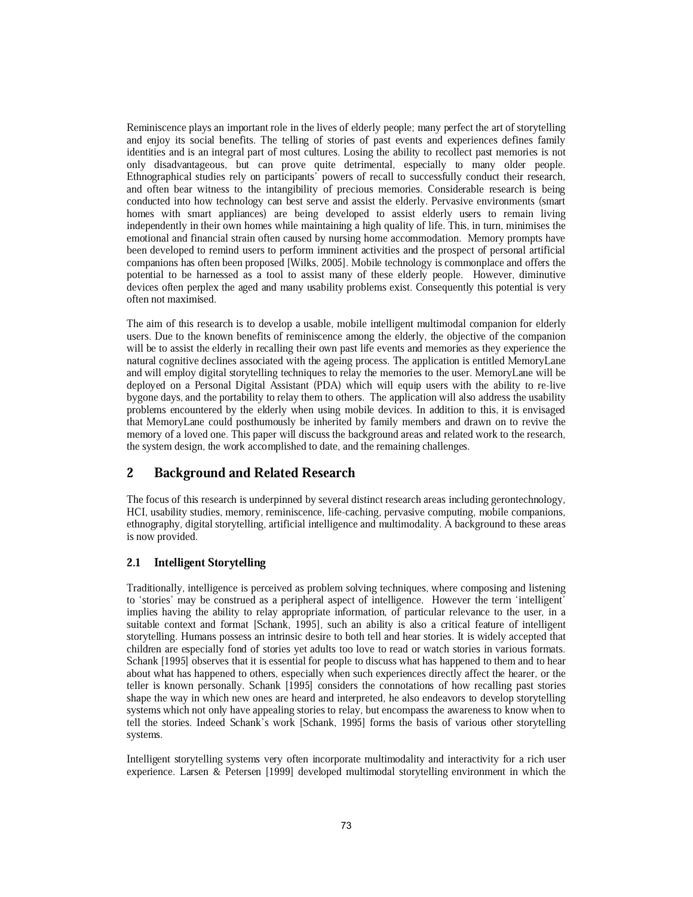Reminiscence plays an important role in the lives of elderly people; many perfect the art of storytelling and enjoy its social benefits. The telling of stories of past events and experiences defines family identities and is an integral part of most cultures. Losing the ability to recollect past memories is not only disadvantageous, but can prove quite detrimental, especially to many older people. Ethnographical studies rely on participants' powers of recall to successfully conduct their research, and often bear witness to the intangibility of precious memories. Considerable research is being conducted into how technology can best serve and assist the elderly. Pervasive environments (smart homes with smart appliances) are being developed to assist elderly users to remain living independently in their own homes while maintaining a high quality of life. This, in turn, minimises the emotional and financial strain often caused by nursing home accommodation. Memory prompts have been developed to remind users to perform imminent activities and the prospect of personal artificial companions has often been proposed [Wilks, 2005]. Mobile technology is commonplace and offers the potential to be harnessed as a tool to assist many of these elderly people. However, diminutive devices often perplex the aged and many usability problems exist. Consequently this potential is very often not maximised.

The aim of this research is to develop a usable, mobile intelligent multimodal companion for elderly users. Due to the known benefits of reminiscence among the elderly, the objective of the companion will be to assist the elderly in recalling their own past life events and memories as they experience the natural cognitive declines associated with the ageing process. The application is entitled MemoryLane and will employ digital storytelling techniques to relay the memories to the user. MemoryLane will be deployed on a Personal Digital Assistant (PDA) which will equip users with the ability to re-live bygone days, and the portability to relay them to others. The application will also address the usability problems encountered by the elderly when using mobile devices. In addition to this, it is envisaged that MemoryLane could posthumously be inherited by family members and drawn on to revive the memory of a loved one. This paper will discuss the background areas and related work to the research, the system design, the work accomplished to date, and the remaining challenges.

## 2 Background and Related Research

The focus of this research is underpinned by several distinct research areas including gerontechnology, HCI, usability studies, memory, reminiscence, life-caching, pervasive computing, mobile companions, ethnography, digital storytelling, artificial intelligence and multimodality. A background to these areas is now provided.

### 2.1 Intelligent Storytelling

Traditionally, intelligence is perceived as problem solving techniques, where composing and listening to 'stories' may be construed as a peripheral aspect of intelligence. However the term 'intelligent' implies having the ability to relay appropriate information, of particular relevance to the user, in a suitable context and format [Schank, 1995], such an ability is also a critical feature of intelligent storytelling. Humans possess an intrinsic desire to both tell and hear stories. It is widely accepted that children are especially fond of stories yet adults too love to read or watch stories in various formats. Schank [1995] observes that it is essential for people to discuss what has happened to them and to hear about what has happened to others, especially when such experiences directly affect the hearer, or the teller is known personally. Schank [1995] considers the connotations of how recalling past stories shape the way in which new ones are heard and interpreted, he also endeavors to develop storytelling systems which not only have appealing stories to relay, but encompass the awareness to know when to tell the stories. Indeed Schank's work [Schank, 1995] forms the basis of various other storytelling systems.

Intelligent storytelling systems very often incorporate multimodality and interactivity for a rich user experience. Larsen & Petersen [1999] developed multimodal storytelling environment in which the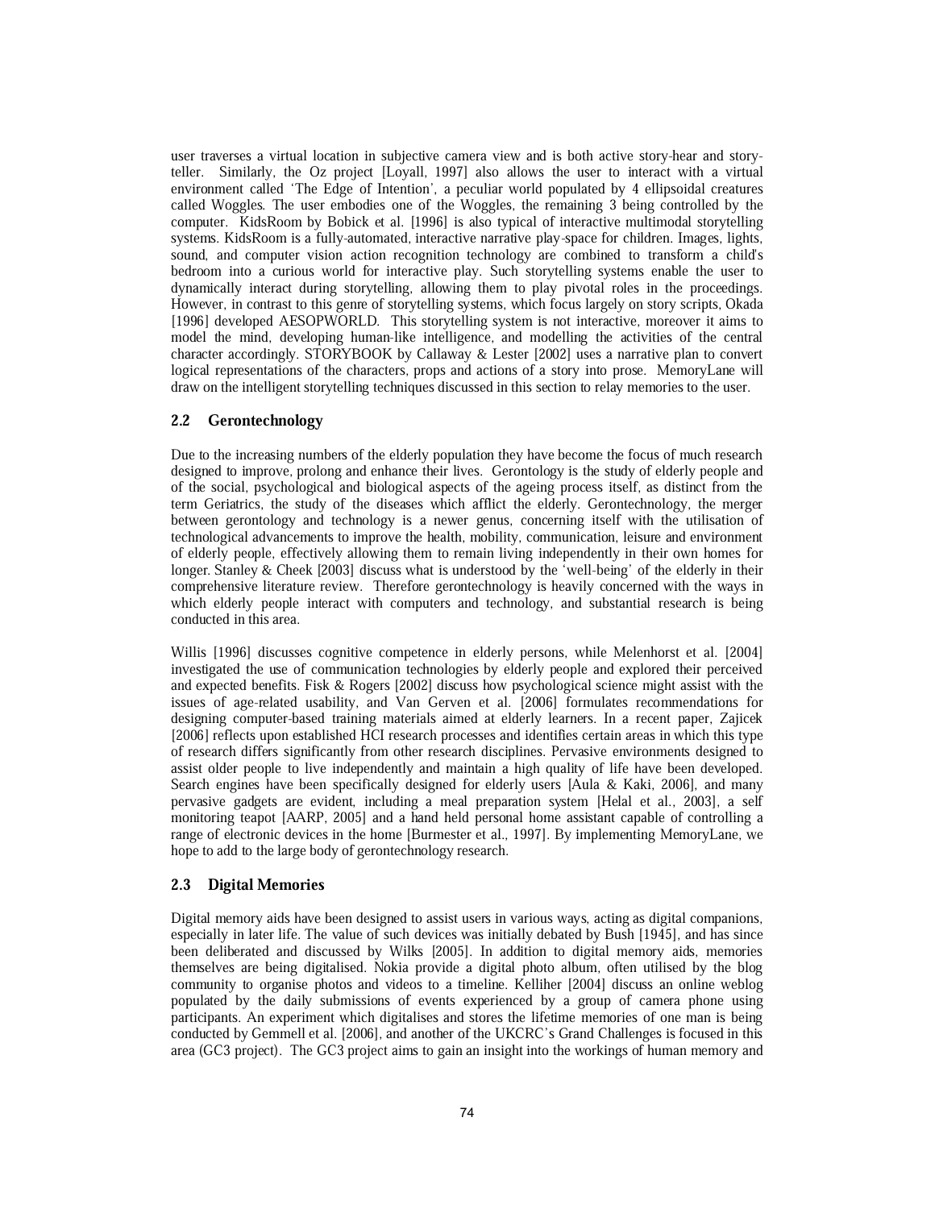user traverses a virtual location in subjective camera view and is both active story-hear and story-teller. Similarly, the Oz project [Loyall, 1997] also allows the user to interact with a virtual environment called 'The Edge of Intention', a peculiar world populated by 4 ellipsoidal creatures called Woggles. The user embodies one of the Woggles, the remaining 3 being controlled by the computer. KidsRoom by Bobick et al. [1996] is also typical of interactive multimodal storytelling systems. KidsRoom is a fully-automated, interactive narrative play-space for children. Images, lights, sound, and computer vision action recognition technology are combined to transform a child's bedroom into a curious world for interactive play. Such storytelling systems enable the user to dynamically interact during storytelling, allowing them to play pivotal roles in the proceedings. However, in contrast to this genre of storytelling systems, which focus largely on story scripts, Okada [1996] developed AESOPWORLD. This storytelling system is not interactive, moreover it aims to model the mind, developing human-like intelligence, and modelling the activities of the central character accordingly. STORYBOOK by Callaway & Lester [2002] uses a narrative plan to convert logical representations of the characters, props and actions of a story into prose. MemoryLane will draw on the intelligent storytelling techniques discussed in this section to relay memories to the user.

## 2.2 Gerontechnology

Due to the increasing numbers of the elderly population they have become the focus of much research designed to improve, prolong and enhance their lives. Gerontology is the study of elderly people and of the social, psychological and biological aspects of the ageing process itself, as distinct from the term Geriatrics, the study of the diseases which afflict the elderly. Gerontechnology, the merger between gerontology and technology is a newer genus, concerning itself with the utilisation of technological advancements to improve the health, mobility, communication, leisure and environment of elderly people, effectively allowing them to remain living independently in their own homes for longer. Stanley & Cheek [2003] discuss what is understood by the 'well-being' of the elderly in their comprehensive literature review. Therefore gerontechnology is heavily concerned with the ways in which elderly people interact with computers and technology, and substantial research is being conducted in this area.

Willis [1996] discusses cognitive competence in elderly persons, while Melenhorst et al. [2004] investigated the use of communication technologies by elderly people and explored their perceived and expected benefits. Fisk & Rogers [2002] discuss how psychological science might assist with the issues of age-related usability, and Van Gerven et al. [2006] formulates recommendations for designing computer-based training materials aimed at elderly learners. In a recent paper, Zajicek [2006] reflects upon established HCI research processes and identifies certain areas in which this type of research differs significantly from other research disciplines. Pervasive environments designed to assist older people to live independently and maintain a high quality of life have been developed. Search engines have been specifically designed for elderly users [Aula & Kaki, 2006], and many pervasive gadgets are evident, including a meal preparation system [Helal et al., 2003], a self monitoring teapot [AARP, 2005] and a hand held personal home assistant capable of controlling a range of electronic devices in the home [Burmester et al., 1997]. By implementing MemoryLane, we hope to add to the large body of gerontechnology research.

## 2.3 Digital Memories

Digital memory aids have been designed to assist users in various ways, acting as digital companions, especially in later life. The value of such devices was initially debated by Bush [1945], and has since been deliberated and discussed by Wilks [2005]. In addition to digital memory aids, memories themselves are being digitalised. Nokia provide a digital photo album, often utilised by the blog community to organise photos and videos to a timeline. Kelliher [2004] discuss an online weblog populated by the daily submissions of events experienced by a group of camera phone using participants. An experiment which digitalises and stores the lifetime memories of one man is being conducted by Gemmell et al. [2006], and another of the UKCRC's Grand Challenges is focused in this area (GC3 project). The GC3 project aims to gain an insight into the workings of human memory and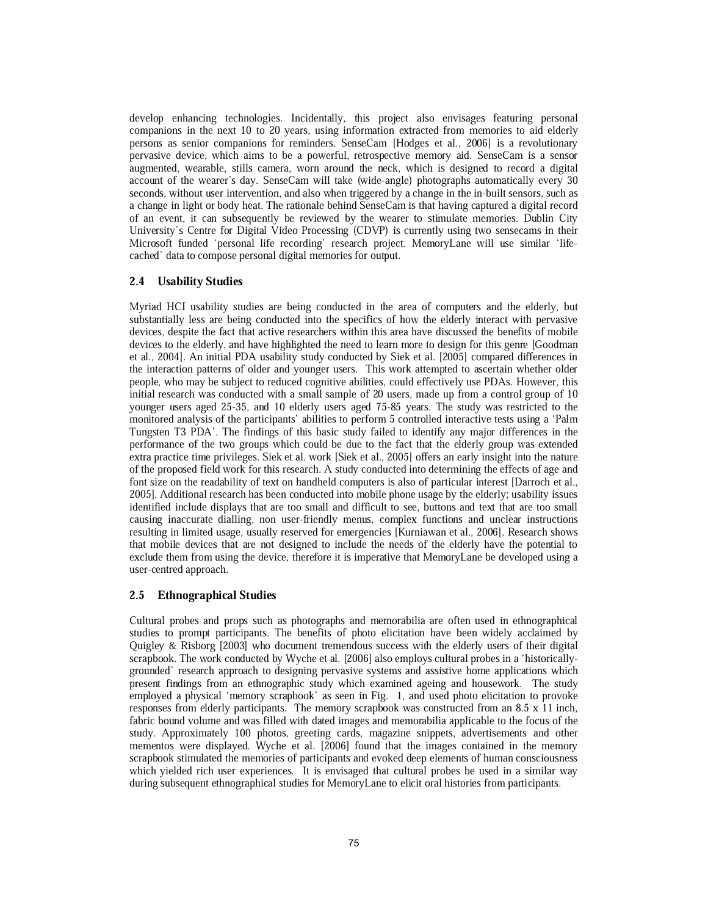develop enhancing technologies. Incidentally, this project also envisages featuring personal companions in the next 10 to 20 years, using information extracted from memories to aid elderly persons as senior companions for reminders. SenseCam [Hodges et al., 2006] is a revolutionary pervasive device, which aims to be a powerful, retrospective memory aid. SenseCam is a sensor augmented, wearable, stills camera, worn around the neck, which is designed to record a digital account of the wearer's day. SenseCam will take (wide-angle) photographs automatically every 30 seconds, without user intervention, and also when triggered by a change in the in-built sensors, such as a change in light or body heat. The rationale behind SenseCam is that having captured a digital record of an event, it can subsequently be reviewed by the wearer to stimulate memories. Dublin City University's Centre for Digital Video Processing (CDVP) is currently using two sensecams in their Microsoft funded 'personal life recording' research project. MemoryLane will use similar 'life-cached' data to compose personal digital memories for output.

### 2.4 Usability Studies

Myriad HCI usability studies are being conducted in the area of computers and the elderly, but substantially less are being conducted into the specifics of how the elderly interact with pervasive devices, despite the fact that active researchers within this area have discussed the benefits of mobile devices to the elderly, and have highlighted the need to learn more to design for this genre [Goodman et al., 2004]. An initial PDA usability study conducted by Siek et al. [2005] compared differences in the interaction patterns of older and younger users. This work attempted to ascertain whether older people, who may be subject to reduced cognitive abilities, could effectively use PDAs. However, this initial research was conducted with a small sample of 20 users, made up from a control group of 10 younger users aged 25-35, and 10 elderly users aged 75-85 years. The study was restricted to the monitored analysis of the participants' abilities to perform 5 controlled interactive tests using a 'Palm Tungsten T3 PDA'. The findings of this basic study failed to identify any major differences in the performance of the two groups which could be due to the fact that the elderly group was extended extra practice time privileges. Siek et al. work [Siek et al., 2005] offers an early insight into the nature of the proposed field work for this research. A study conducted into determining the effects of age and font size on the readability of text on handheld computers is also of particular interest [Darroch et al., 2005]. Additional research has been conducted into mobile phone usage by the elderly; usability issues identified include displays that are too small and difficult to see, buttons and text that are too small causing inaccurate dialling, non user-friendly menus, complex functions and unclear instructions resulting in limited usage, usually reserved for emergencies [Kurniawan et al., 2006]. Research shows that mobile devices that are not designed to include the needs of the elderly have the potential to exclude them from using the device, therefore it is imperative that MemoryLane be developed using a user-centred approach.

### 2.5 Ethnographical Studies

Cultural probes and props such as photographs and memorabilia are often used in ethnographical studies to prompt participants. The benefits of photo elicitation have been widely acclaimed by Quigley & Risborg [2003] who document tremendous success with the elderly users of their digital scrapbook. The work conducted by Wyche et al. [2006] also employs cultural probes in a 'historically-grounded' research approach to designing pervasive systems and assistive home applications which present findings from an ethnographic study which examined ageing and housework. The study employed a physical 'memory scrapbook' as seen in Fig. 1, and used photo elicitation to provoke responses from elderly participants. The memory scrapbook was constructed from an 8.5 x 11 inch, fabric bound volume and was filled with dated images and memorabilia applicable to the focus of the study. Approximately 100 photos, greeting cards, magazine snippets, advertisements and other mementos were displayed. Wyche et al. [2006] found that the images contained in the memory scrapbook stimulated the memories of participants and evoked deep elements of human consciousness which yielded rich user experiences. It is envisaged that cultural probes be used in a similar way during subsequent ethnographical studies for MemoryLane to elicit oral histories from participants.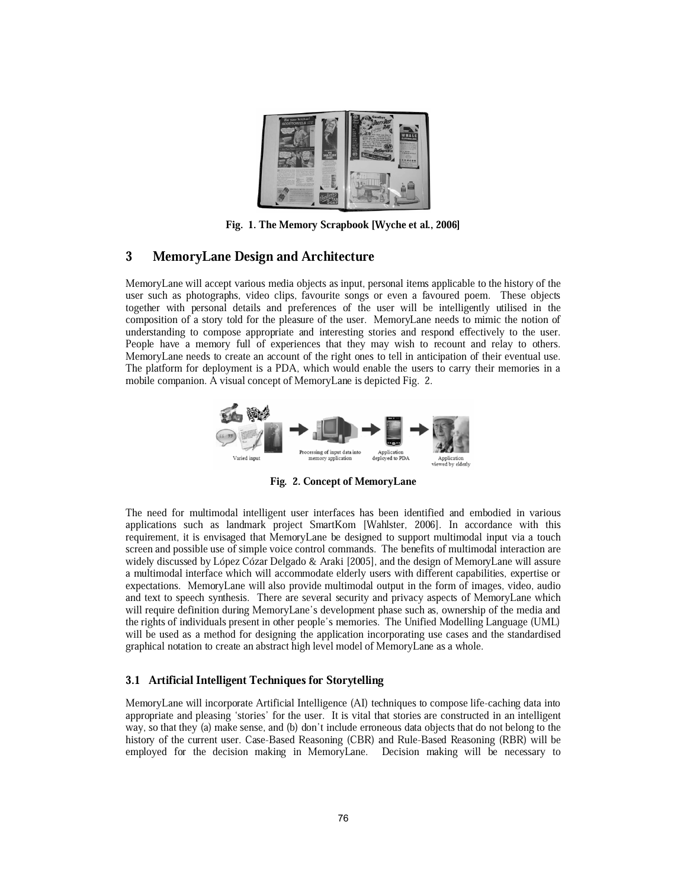Fig. 1. The Memory Scrapbook [Wyche et al., 2006]

## 3 MemoryLane Design and Architecture

MemoryLane will accept various media objects as input, personal items applicable to the history of the user such as photographs, video clips, favourite songs or even a favoured poem. These objects together with personal details and preferences of the user will be intelligently utilised in the composition of a story told for the pleasure of the user. MemoryLane needs to mimic the notion of understanding to compose appropriate and interesting stories and respond effectively to the user. People have a memory full of experiences that they may wish to recount and relay to others. MemoryLane needs to create an account of the right ones to tell in anticipation of their eventual use. The platform for deployment is a PDA, which would enable the users to carry their memories in a mobile companion. A visual concept of MemoryLane is depicted Fig. 2.

Fig. 2. Concept of MemoryLane

The need for multimodal intelligent user interfaces has been identified and embodied in various applications such as landmark project SmartKom [Wahlster, 2006]. In accordance with this requirement, it is envisaged that MemoryLane be designed to support multimodal input via a touch screen and possible use of simple voice control commands. The benefits of multimodal interaction are widely discussed by López Cózar Delgado & Araki [2005], and the design of MemoryLane will assure a multimodal interface which will accommodate elderly users with different capabilities, expertise or expectations. MemoryLane will also provide multimodal output in the form of images, video, audio and text to speech synthesis. There are several security and privacy aspects of MemoryLane which will require definition during MemoryLane's development phase such as, ownership of the media and the rights of individuals present in other people's memories. The Unified Modelling Language (UML) will be used as a method for designing the application incorporating use cases and the standardised graphical notation to create an abstract high level model of MemoryLane as a whole.

### 3.1 Artificial Intelligent Techniques for Storytelling

MemoryLane will incorporate Artificial Intelligence (AI) techniques to compose life-caching data into appropriate and pleasing 'stories' for the user. It is vital that stories are constructed in an intelligent way, so that they (a) make sense, and (b) don't include erroneous data objects that do not belong to the history of the current user. Case-Based Reasoning (CBR) and Rule-Based Reasoning (RBR) will be employed for the decision making in MemoryLane. Decision making will be necessary to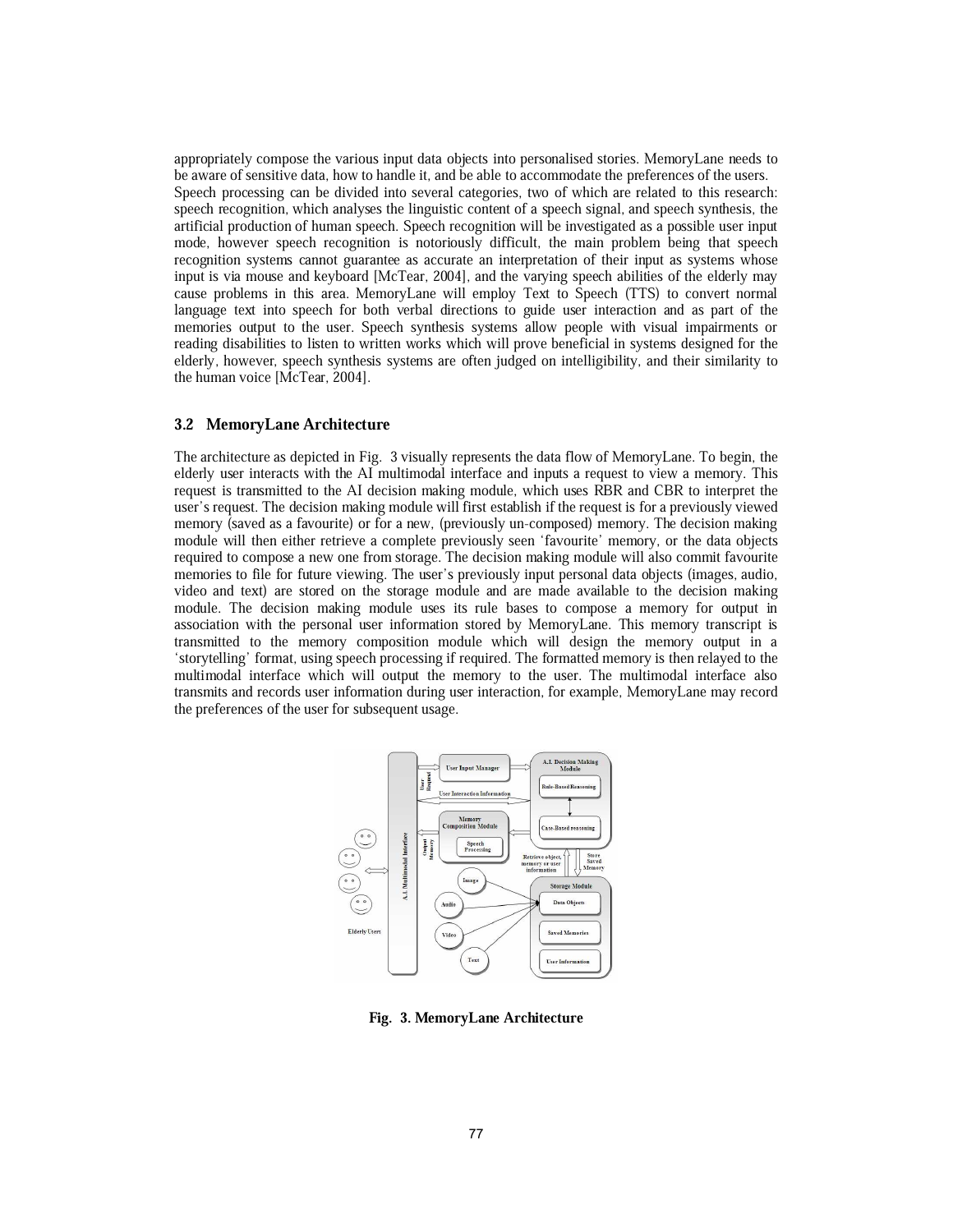appropriately compose the various input data objects into personalised stories. MemoryLane needs to be aware of sensitive data, how to handle it, and be able to accommodate the preferences of the users.

Speech processing can be divided into several categories, two of which are related to this research: speech recognition, which analyses the linguistic content of a speech signal, and speech synthesis, the artificial production of human speech. Speech recognition will be investigated as a possible user input mode, however speech recognition is notoriously difficult, the main problem being that speech recognition systems cannot guarantee as accurate an interpretation of their input as systems whose input is via mouse and keyboard [McTear, 2004], and the varying speech abilities of the elderly may cause problems in this area. MemoryLane will employ Text to Speech (TTS) to convert normal language text into speech for both verbal directions to guide user interaction and as part of the memories output to the user. Speech synthesis systems allow people with visual impairments or reading disabilities to listen to written works which will prove beneficial in systems designed for the elderly, however, speech synthesis systems are often judged on intelligibility, and their similarity to the human voice [McTear, 2004].

### 3.2 MemoryLane Architecture

The architecture as depicted in Fig. 3 visually represents the data flow of MemoryLane. To begin, the elderly user interacts with the AI multimodal interface and inputs a request to view a memory. This request is transmitted to the AI decision making module, which uses RBR and CBR to interpret the user's request. The decision making module will first establish if the request is for a previously viewed memory (saved as a favourite) or for a new, (previously un-composed) memory. The decision making module will then either retrieve a complete previously seen 'favourite' memory, or the data objects required to compose a new one from storage. The decision making module will also commit favourite memories to file for future viewing. The user's previously input personal data objects (images, audio, video and text) are stored on the storage module and are made available to the decision making module. The decision making module uses its rule bases to compose a memory for output in association with the personal user information stored by MemoryLane. This memory transcript is transmitted to the memory composition module which will design the memory output in a 'storytelling' format, using speech processing if required. The formatted memory is then relayed to the multimodal interface which will output the memory to the user. The multimodal interface also transmits and records user information during user interaction, for example, MemoryLane may record the preferences of the user for subsequent usage.

**Fig. 3. MemoryLane Architecture**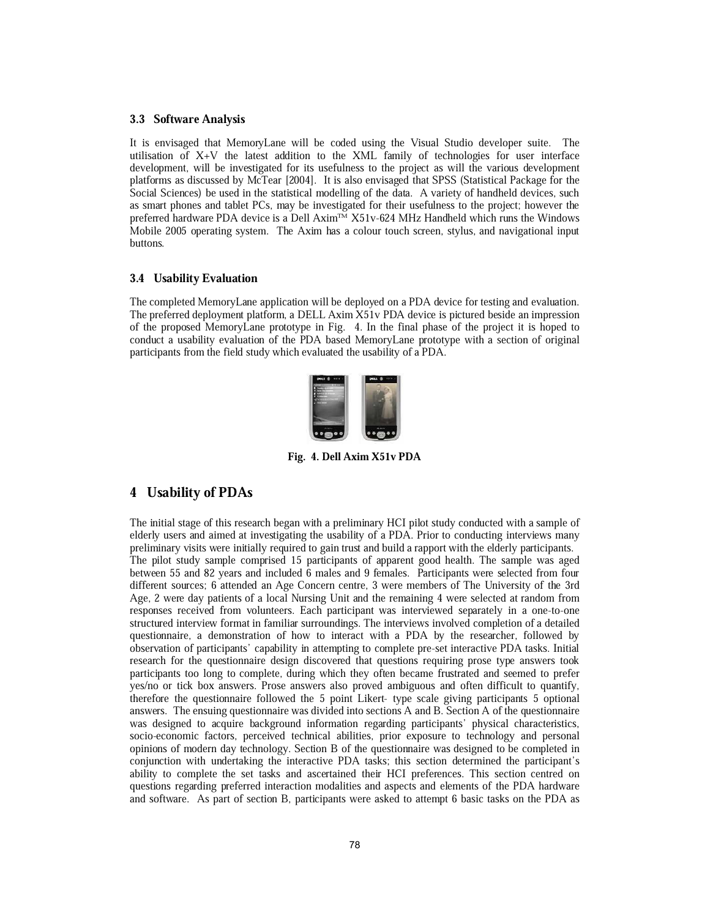### 3.3 Software Analysis

It is envisaged that MemoryLane will be coded using the Visual Studio developer suite. The utilisation of X+V the latest addition to the XML family of technologies for user interface development, will be investigated for its usefulness to the project as will the various development platforms as discussed by McTear [2004]. It is also envisaged that SPSS (Statistical Package for the Social Sciences) be used in the statistical modelling of the data. A variety of handheld devices, such as smart phones and tablet PCs, may be investigated for their usefulness to the project; however the preferred hardware PDA device is a Dell Axim™ X51v-624 MHz Handheld which runs the Windows Mobile 2005 operating system. The Axim has a colour touch screen, stylus, and navigational input buttons.

### 3.4 Usability Evaluation

The completed MemoryLane application will be deployed on a PDA device for testing and evaluation. The preferred deployment platform, a DELL Axim X51v PDA device is pictured beside an impression of the proposed MemoryLane prototype in Fig. 4. In the final phase of the project it is hoped to conduct a usability evaluation of the PDA based MemoryLane prototype with a section of original participants from the field study which evaluated the usability of a PDA.

**Fig. 4. Dell Axim X51v PDA**

## 4 Usability of PDAs

The initial stage of this research began with a preliminary HCI pilot study conducted with a sample of elderly users and aimed at investigating the usability of a PDA. Prior to conducting interviews many preliminary visits were initially required to gain trust and build a rapport with the elderly participants.

The pilot study sample comprised 15 participants of apparent good health. The sample was aged between 55 and 82 years and included 6 males and 9 females. Participants were selected from four different sources; 6 attended an Age Concern centre, 3 were members of The University of the 3rd Age, 2 were day patients of a local Nursing Unit and the remaining 4 were selected at random from responses received from volunteers. Each participant was interviewed separately in a one-to-one structured interview format in familiar surroundings. The interviews involved completion of a detailed questionnaire, a demonstration of how to interact with a PDA by the researcher, followed by observation of participants' capability in attempting to complete pre-set interactive PDA tasks. Initial research for the questionnaire design discovered that questions requiring prose type answers took participants too long to complete, during which they often became frustrated and seemed to prefer yes/no or tick box answers. Prose answers also proved ambiguous and often difficult to quantify, therefore the questionnaire followed the 5 point Likert- type scale giving participants 5 optional answers. The ensuing questionnaire was divided into sections A and B. Section A of the questionnaire was designed to acquire background information regarding participants' physical characteristics, socio-economic factors, perceived technical abilities, prior exposure to technology and personal opinions of modern day technology. Section B of the questionnaire was designed to be completed in conjunction with undertaking the interactive PDA tasks; this section determined the participant's ability to complete the set tasks and ascertained their HCI preferences. This section centred on questions regarding preferred interaction modalities and aspects and elements of the PDA hardware and software. As part of section B, participants were asked to attempt 6 basic tasks on the PDA as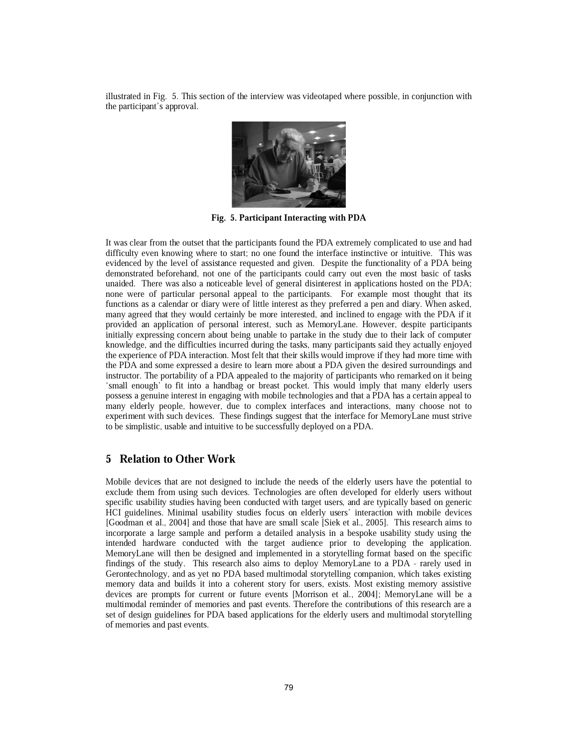illustrated in Fig. 5. This section of the interview was videotaped where possible, in conjunction with the participant's approval.

**Fig. 5. Participant Interacting with PDA**

It was clear from the outset that the participants found the PDA extremely complicated to use and had difficulty even knowing where to start; no one found the interface instinctive or intuitive. This was evidenced by the level of assistance requested and given. Despite the functionality of a PDA being demonstrated beforehand, not one of the participants could carry out even the most basic of tasks unaided. There was also a noticeable level of general disinterest in applications hosted on the PDA; none were of particular personal appeal to the participants. For example most thought that its functions as a calendar or diary were of little interest as they preferred a pen and diary. When asked, many agreed that they would certainly be more interested, and inclined to engage with the PDA if it provided an application of personal interest, such as MemoryLane. However, despite participants initially expressing concern about being unable to partake in the study due to their lack of computer knowledge, and the difficulties incurred during the tasks, many participants said they actually enjoyed the experience of PDA interaction. Most felt that their skills would improve if they had more time with the PDA and some expressed a desire to learn more about a PDA given the desired surroundings and instructor. The portability of a PDA appealed to the majority of participants who remarked on it being 'small enough' to fit into a handbag or breast pocket. This would imply that many elderly users possess a genuine interest in engaging with mobile technologies and that a PDA has a certain appeal to many elderly people, however, due to complex interfaces and interactions, many choose not to experiment with such devices. These findings suggest that the interface for MemoryLane must strive to be simplistic, usable and intuitive to be successfully deployed on a PDA.

## 5 Relation to Other Work

Mobile devices that are not designed to include the needs of the elderly users have the potential to exclude them from using such devices. Technologies are often developed for elderly users without specific usability studies having been conducted with target users, and are typically based on generic HCI guidelines. Minimal usability studies focus on elderly users' interaction with mobile devices [Goodman et al., 2004] and those that have are small scale [Siek et al., 2005]. This research aims to incorporate a large sample and perform a detailed analysis in a bespoke usability study using the intended hardware conducted with the target audience prior to developing the application. MemoryLane will then be designed and implemented in a storytelling format based on the specific findings of the study. This research also aims to deploy MemoryLane to a PDA - rarely used in Gerontechnology, and as yet no PDA based multimodal storytelling companion, which takes existing memory data and builds it into a coherent story for users, exists. Most existing memory assistive devices are prompts for current or future events [Morrison et al., 2004]; MemoryLane will be a multimodal reminder of memories and past events. Therefore the contributions of this research are a set of design guidelines for PDA based applications for the elderly users and multimodal storytelling of memories and past events.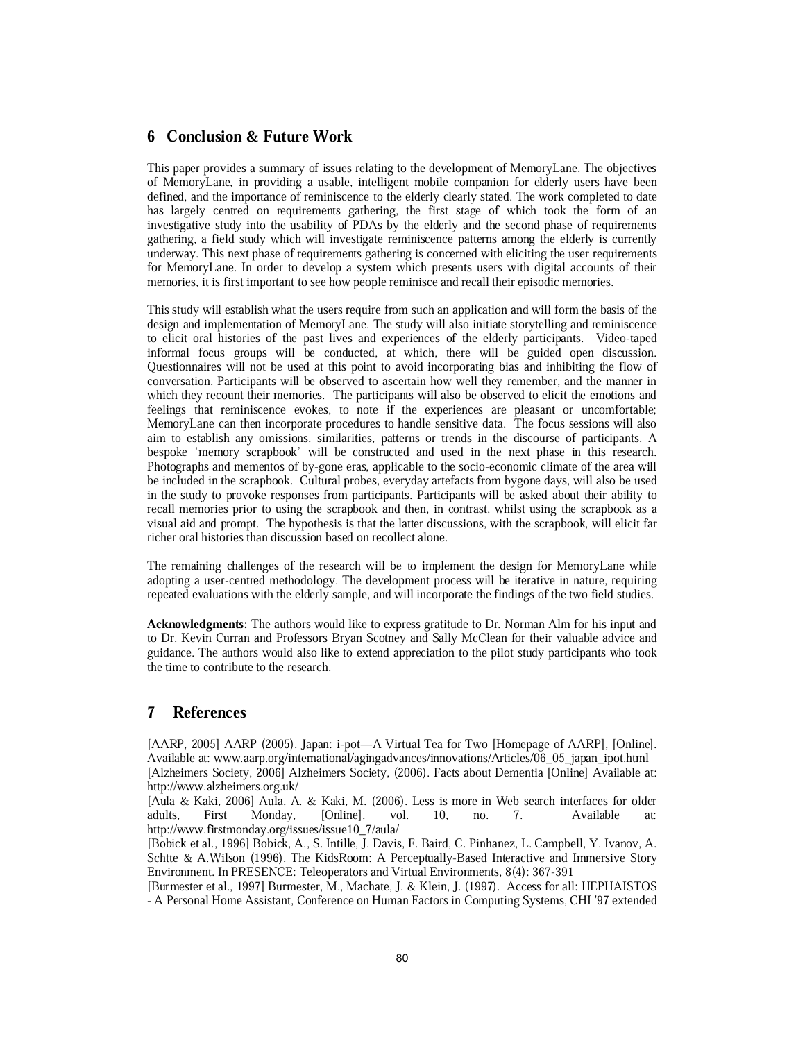## 6 Conclusion & Future Work

This paper provides a summary of issues relating to the development of MemoryLane. The objectives of MemoryLane, in providing a usable, intelligent mobile companion for elderly users have been defined, and the importance of reminiscence to the elderly clearly stated. The work completed to date has largely centred on requirements gathering, the first stage of which took the form of an investigative study into the usability of PDAs by the elderly and the second phase of requirements gathering, a field study which will investigate reminiscence patterns among the elderly is currently underway. This next phase of requirements gathering is concerned with eliciting the user requirements for MemoryLane. In order to develop a system which presents users with digital accounts of their memories, it is first important to see how people reminisce and recall their episodic memories.

This study will establish what the users require from such an application and will form the basis of the design and implementation of MemoryLane. The study will also initiate storytelling and reminiscence to elicit oral histories of the past lives and experiences of the elderly participants. Video-taped informal focus groups will be conducted, at which, there will be guided open discussion. Questionnaires will not be used at this point to avoid incorporating bias and inhibiting the flow of conversation. Participants will be observed to ascertain how well they remember, and the manner in which they recount their memories. The participants will also be observed to elicit the emotions and feelings that reminiscence evokes, to note if the experiences are pleasant or uncomfortable; MemoryLane can then incorporate procedures to handle sensitive data. The focus sessions will also aim to establish any omissions, similarities, patterns or trends in the discourse of participants. A bespoke 'memory scrapbook' will be constructed and used in the next phase in this research. Photographs and mementos of by-gone eras, applicable to the socio-economic climate of the area will be included in the scrapbook. Cultural probes, everyday artefacts from bygone days, will also be used in the study to provoke responses from participants. Participants will be asked about their ability to recall memories prior to using the scrapbook and then, in contrast, whilst using the scrapbook as a visual aid and prompt. The hypothesis is that the latter discussions, with the scrapbook, will elicit far richer oral histories than discussion based on recollect alone.

The remaining challenges of the research will be to implement the design for MemoryLane while adopting a user-centred methodology. The development process will be iterative in nature, requiring repeated evaluations with the elderly sample, and will incorporate the findings of the two field studies.

**Acknowledgments:** The authors would like to express gratitude to Dr. Norman Alm for his input and to Dr. Kevin Curran and Professors Bryan Scotney and Sally McClean for their valuable advice and guidance. The authors would also like to extend appreciation to the pilot study participants who took the time to contribute to the research.

## 7 References

[AARP, 2005] AARP (2005). Japan: i-pot—A Virtual Tea for Two [Homepage of AARP], [Online]. Available at: www.aarp.org/international/agingadvances/innovations/Articles/06_05_japan_ipot.html

[Alzheimers Society, 2006] Alzheimers Society, (2006). Facts about Dementia [Online] Available at: http://www.alzheimers.org.uk/

[Aula & Kaki, 2006] Aula, A. & Kaki, M. (2006). Less is more in Web search interfaces for older adults, First Monday, [Online], vol. 10, no. 7. Available at: http://www.firstmonday.org/issues/issue10_7/aula/

[Bobick et al., 1996] Bobick, A., S. Intille, J. Davis, F. Baird, C. Pinhanez, L. Campbell, Y. Ivanov, A. Schtte & A.Wilson (1996). The KidsRoom: A Perceptually-Based Interactive and Immersive Story Environment. In PRESENCE: Teleoperators and Virtual Environments, 8(4): 367-391

[Burmester et al., 1997] Burmester, M., Machate, J. & Klein, J. (1997). Access for all: HEPHAISTOS - A Personal Home Assistant, Conference on Human Factors in Computing Systems, CHI '97 extended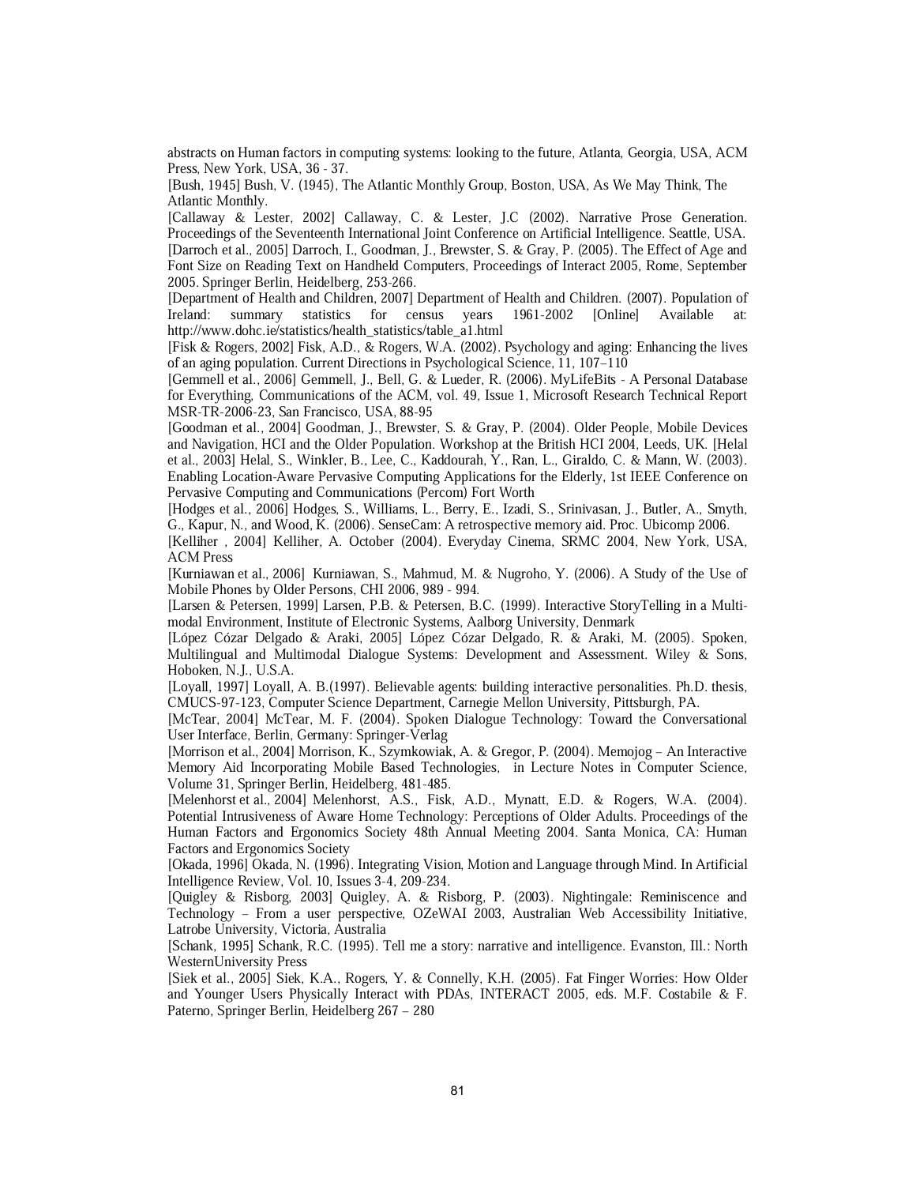abstracts on Human factors in computing systems: looking to the future, Atlanta, Georgia, USA, ACM Press, New York, USA, 36 - 37.

[Bush, 1945] Bush, V. (1945), The Atlantic Monthly Group, Boston, USA, As We May Think, The Atlantic Monthly.

[Callaway & Lester, 2002] Callaway, C. & Lester, J.C (2002). Narrative Prose Generation. Proceedings of the Seventeenth International Joint Conference on Artificial Intelligence. Seattle, USA.

[Darroch et al., 2005] Darroch, I., Goodman, J., Brewster, S. & Gray, P. (2005). The Effect of Age and Font Size on Reading Text on Handheld Computers, Proceedings of Interact 2005, Rome, September 2005. Springer Berlin, Heidelberg, 253-266.

[Department of Health and Children, 2007] Department of Health and Children. (2007). Population of Ireland: summary statistics for census years 1961-2002 [Online] Available at: http://www.dohc.ie/statistics/health_statistics/table_a1.html

[Fisk & Rogers, 2002] Fisk, A.D., & Rogers, W.A. (2002). Psychology and aging: Enhancing the lives of an aging population. Current Directions in Psychological Science, 11, 107–110

[Gemmell et al., 2006] Gemmell, J., Bell, G. & Lueder, R. (2006). MyLifeBits - A Personal Database for Everything, Communications of the ACM, vol. 49, Issue 1, Microsoft Research Technical Report MSR-TR-2006-23, San Francisco, USA, 88-95

[Goodman et al., 2004] Goodman, J., Brewster, S. & Gray, P. (2004). Older People, Mobile Devices and Navigation, HCI and the Older Population. Workshop at the British HCI 2004, Leeds, UK.

[Helal et al., 2003] Helal, S., Winkler, B., Lee, C., Kaddourah, Y., Ran, L., Giraldo, C. & Mann, W. (2003). Enabling Location-Aware Pervasive Computing Applications for the Elderly, 1st IEEE Conference on Pervasive Computing and Communications (Percom) Fort Worth

[Hodges et al., 2006] Hodges, S., Williams, L., Berry, E., Izadi, S., Srinivasan, J., Butler, A., Smyth, G., Kapur, N., and Wood, K. (2006). SenseCam: A retrospective memory aid. Proc. Ubicomp 2006.

[Kelliher , 2004] Kelliher, A. October (2004). Everyday Cinema, SRMC 2004, New York, USA, ACM Press

[Kurniawan et al., 2006] Kurniawan, S., Mahmud, M. & Nugroho, Y. (2006). A Study of the Use of Mobile Phones by Older Persons, CHI 2006, 989 - 994.

[Larsen & Petersen, 1999] Larsen, P.B. & Petersen, B.C. (1999). Interactive StoryTelling in a Multi-modal Environment, Institute of Electronic Systems, Aalborg University, Denmark

[López Cózar Delgado & Araki, 2005] López Cózar Delgado, R. & Araki, M. (2005). Spoken, Multilingual and Multimodal Dialogue Systems: Development and Assessment. Wiley & Sons, Hoboken, N.J., U.S.A.

[Loyall, 1997] Loyall, A. B.(1997). Believable agents: building interactive personalities. Ph.D. thesis, CMUCS-97-123, Computer Science Department, Carnegie Mellon University, Pittsburgh, PA.

[McTear, 2004] McTear, M. F. (2004). Spoken Dialogue Technology: Toward the Conversational User Interface, Berlin, Germany: Springer-Verlag

[Morrison et al., 2004] Morrison, K., Szymkowiak, A. & Gregor, P. (2004). Memojog – An Interactive Memory Aid Incorporating Mobile Based Technologies, in Lecture Notes in Computer Science, Volume 31, Springer Berlin, Heidelberg, 481-485.

[Melenhorst et al., 2004] Melenhorst, A.S., Fisk, A.D., Mynatt, E.D. & Rogers, W.A. (2004). Potential Intrusiveness of Aware Home Technology: Perceptions of Older Adults. Proceedings of the Human Factors and Ergonomics Society 48th Annual Meeting 2004. Santa Monica, CA: Human Factors and Ergonomics Society

[Okada, 1996] Okada, N. (1996). Integrating Vision, Motion and Language through Mind. In Artificial Intelligence Review, Vol. 10, Issues 3-4, 209-234.

[Quigley & Risborg, 2003] Quigley, A. & Risborg, P. (2003). Nightingale: Reminiscence and Technology – From a user perspective, OZeWAI 2003, Australian Web Accessibility Initiative, Latrobe University, Victoria, Australia

[Schank, 1995] Schank, R.C. (1995). Tell me a story: narrative and intelligence. Evanston, Ill.: North WesternUniversity Press

[Siek et al., 2005] Siek, K.A., Rogers, Y. & Connelly, K.H. (2005). Fat Finger Worries: How Older and Younger Users Physically Interact with PDAs, INTERACT 2005, eds. M.F. Costabile & F. Paterno, Springer Berlin, Heidelberg 267 – 280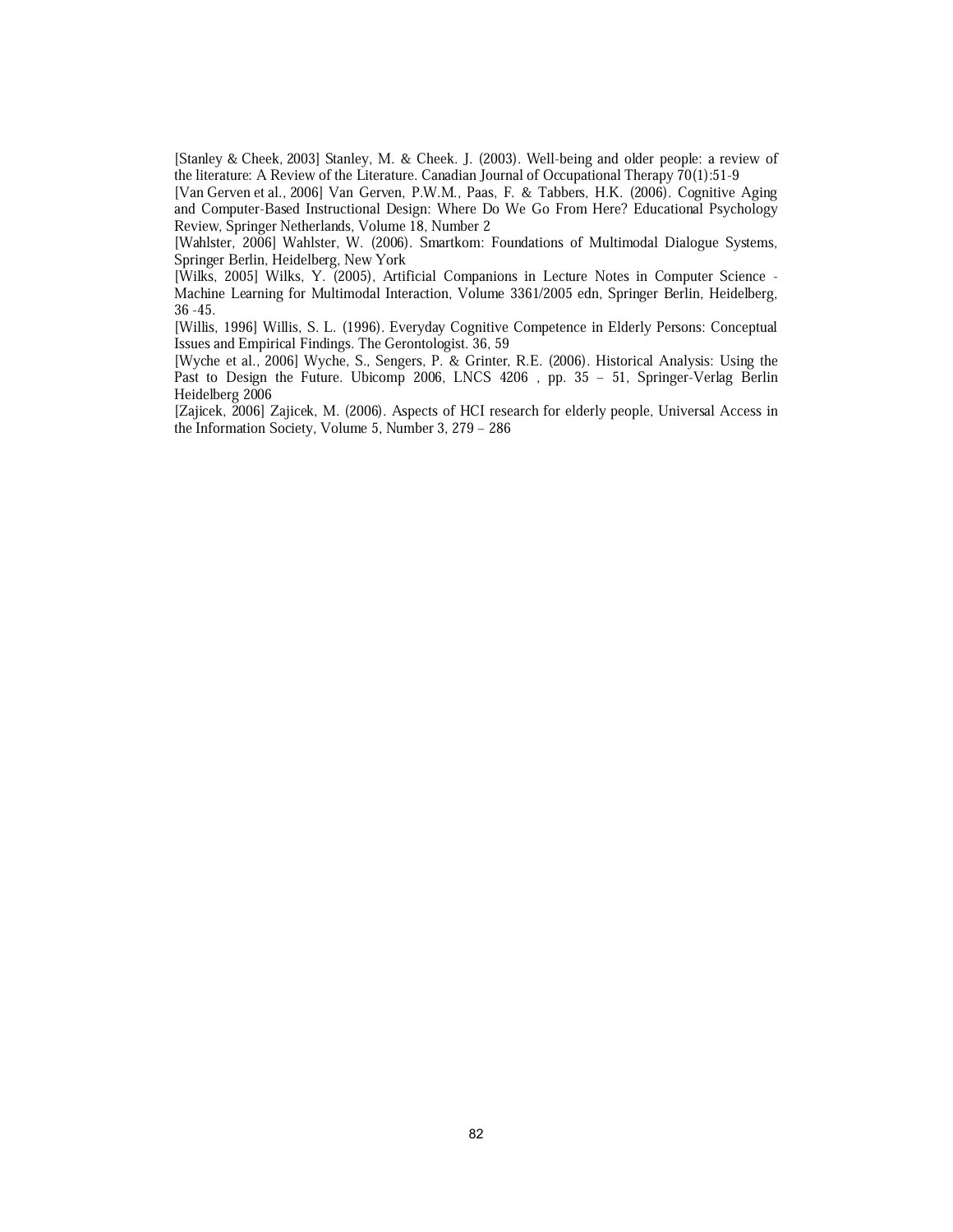[Stanley & Cheek, 2003] Stanley, M. & Cheek. J. (2003). Well-being and older people: a review of the literature: A Review of the Literature. Canadian Journal of Occupational Therapy 70(1):51-9

[Van Gerven et al., 2006] Van Gerven, P.W.M., Paas, F. & Tabbers, H.K. (2006). Cognitive Aging and Computer-Based Instructional Design: Where Do We Go From Here? Educational Psychology Review, Springer Netherlands, Volume 18, Number 2

[Wahlster, 2006] Wahlster, W. (2006). Smartkom: Foundations of Multimodal Dialogue Systems, Springer Berlin, Heidelberg, New York

[Wilks, 2005] Wilks, Y. (2005), Artificial Companions in Lecture Notes in Computer Science - Machine Learning for Multimodal Interaction, Volume 3361/2005 edn, Springer Berlin, Heidelberg, 36 -45.

[Willis, 1996] Willis, S. L. (1996). Everyday Cognitive Competence in Elderly Persons: Conceptual Issues and Empirical Findings. The Gerontologist. 36, 59

[Wyche et al., 2006] Wyche, S., Sengers, P. & Grinter, R.E. (2006). Historical Analysis: Using the Past to Design the Future. Ubicomp 2006, LNCS 4206 , pp. 35 – 51, Springer-Verlag Berlin Heidelberg 2006

[Zajicek, 2006] Zajicek, M. (2006). Aspects of HCI research for elderly people, Universal Access in the Information Society, Volume 5, Number 3, 279 – 286